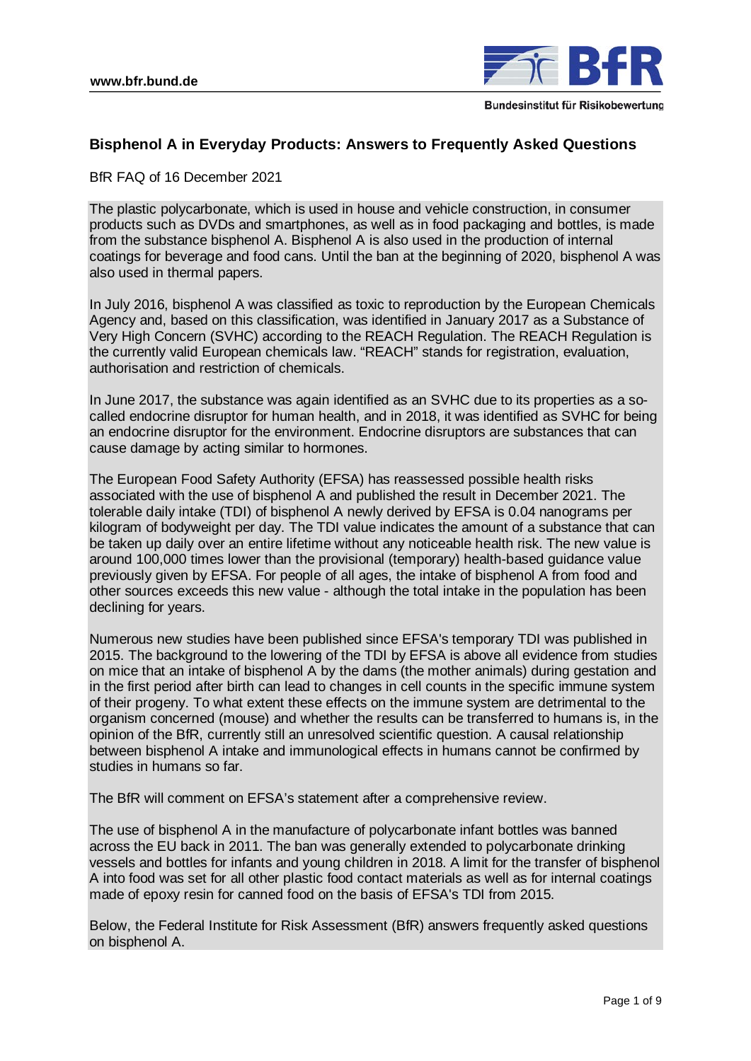# Bisphenol A in Everyday Products: Answers to Frequently Asked Questions

BfR FAQ of 16 December 2021

The plastic polycarbonate, which is used in house and vehicle construction, in consumer products such as DVDs and smartphones, as well as in food packaging and bottles, is made from the substance bisphenol A. Bisphenol A is also used in the production of internal coatings for beverage and food cans. Until the ban at the beginning of 2020, bisphenol A was also used in thermal papers.

In July 2016, bisphenol A was classified as toxic to reproduction by the European Chemicals Agency and, based on this classification, was identified in January 2017 as a Substance of Very High Concern (SVHC) according to the REACH Regulation. The REACH Regulation is the currently valid European chemicals law. "REACH" stands for registration, evaluation, authorisation and restriction of chemicals.

In June 2017, the substance was again identified as an SVHC due to its properties as a so-called endocrine disruptor for human health, and in 2018, it was identified as SVHC for being an endocrine disruptor for the environment. Endocrine disruptors are substances that can cause damage by acting similar to hormones.

The European Food Safety Authority (EFSA) has reassessed possible health risks associated with the use of bisphenol A and published the result in December 2021. The tolerable daily intake (TDI) of bisphenol A newly derived by EFSA is 0.04 nanograms per kilogram of bodyweight per day. The TDI value indicates the amount of a substance that can be taken up daily over an entire lifetime without any noticeable health risk. The new value is around 100,000 times lower than the provisional (temporary) health-based guidance value previously given by EFSA. For people of all ages, the intake of bisphenol A from food and other sources exceeds this new value - although the total intake in the population has been declining for years.

Numerous new studies have been published since EFSA's temporary TDI was published in 2015. The background to the lowering of the TDI by EFSA is above all evidence from studies on mice that an intake of bisphenol A by the dams (the mother animals) during gestation and in the first period after birth can lead to changes in cell counts in the specific immune system of their progeny. To what extent these effects on the immune system are detrimental to the organism concerned (mouse) and whether the results can be transferred to humans is, in the opinion of the BfR, currently still an unresolved scientific question. A causal relationship between bisphenol A intake and immunological effects in humans cannot be confirmed by studies in humans so far.

The BfR will comment on EFSA's statement after a comprehensive review.

The use of bisphenol A in the manufacture of polycarbonate infant bottles was banned across the EU back in 2011. The ban was generally extended to polycarbonate drinking vessels and bottles for infants and young children in 2018. A limit for the transfer of bisphenol A into food was set for all other plastic food contact materials as well as for internal coatings made of epoxy resin for canned food on the basis of EFSA's TDI from 2015.

Below, the Federal Institute for Risk Assessment (BfR) answers frequently asked questions on bisphenol A.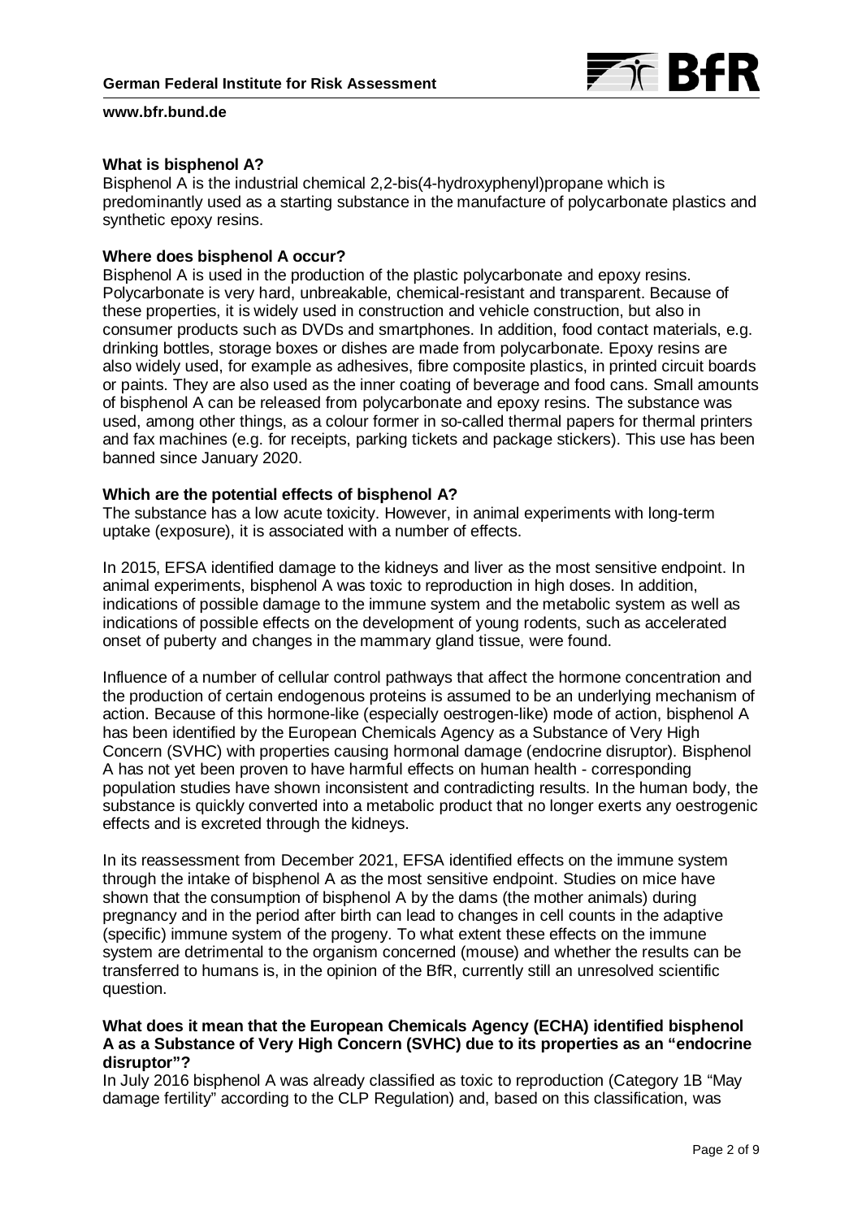### What is bisphenol A?

Bisphenol A is the industrial chemical 2,2-bis(4-hydroxyphenyl)propane which is predominantly used as a starting substance in the manufacture of polycarbonate plastics and synthetic epoxy resins.

### Where does bisphenol A occur?

Bisphenol A is used in the production of the plastic polycarbonate and epoxy resins. Polycarbonate is very hard, unbreakable, chemical-resistant and transparent. Because of these properties, it is widely used in construction and vehicle construction, but also in consumer products such as DVDs and smartphones. In addition, food contact materials, e.g. drinking bottles, storage boxes or dishes are made from polycarbonate. Epoxy resins are also widely used, for example as adhesives, fibre composite plastics, in printed circuit boards or paints. They are also used as the inner coating of beverage and food cans. Small amounts of bisphenol A can be released from polycarbonate and epoxy resins. The substance was used, among other things, as a colour former in so-called thermal papers for thermal printers and fax machines (e.g. for receipts, parking tickets and package stickers). This use has been banned since January 2020.

### Which are the potential effects of bisphenol A?

The substance has a low acute toxicity. However, in animal experiments with long-term uptake (exposure), it is associated with a number of effects.

In 2015, EFSA identified damage to the kidneys and liver as the most sensitive endpoint. In animal experiments, bisphenol A was toxic to reproduction in high doses. In addition, indications of possible damage to the immune system and the metabolic system as well as indications of possible effects on the development of young rodents, such as accelerated onset of puberty and changes in the mammary gland tissue, were found.

Influence of a number of cellular control pathways that affect the hormone concentration and the production of certain endogenous proteins is assumed to be an underlying mechanism of action. Because of this hormone-like (especially oestrogen-like) mode of action, bisphenol A has been identified by the European Chemicals Agency as a Substance of Very High Concern (SVHC) with properties causing hormonal damage (endocrine disruptor). Bisphenol A has not yet been proven to have harmful effects on human health - corresponding population studies have shown inconsistent and contradicting results. In the human body, the substance is quickly converted into a metabolic product that no longer exerts any oestrogenic effects and is excreted through the kidneys.

In its reassessment from December 2021, EFSA identified effects on the immune system through the intake of bisphenol A as the most sensitive endpoint. Studies on mice have shown that the consumption of bisphenol A by the dams (the mother animals) during pregnancy and in the period after birth can lead to changes in cell counts in the adaptive (specific) immune system of the progeny. To what extent these effects on the immune system are detrimental to the organism concerned (mouse) and whether the results can be transferred to humans is, in the opinion of the BfR, currently still an unresolved scientific question.

### What does it mean that the European Chemicals Agency (ECHA) identified bisphenol A as a Substance of Very High Concern (SVHC) due to its properties as an "endocrine disruptor"?

In July 2016 bisphenol A was already classified as toxic to reproduction (Category 1B "May damage fertility" according to the CLP Regulation) and, based on this classification, was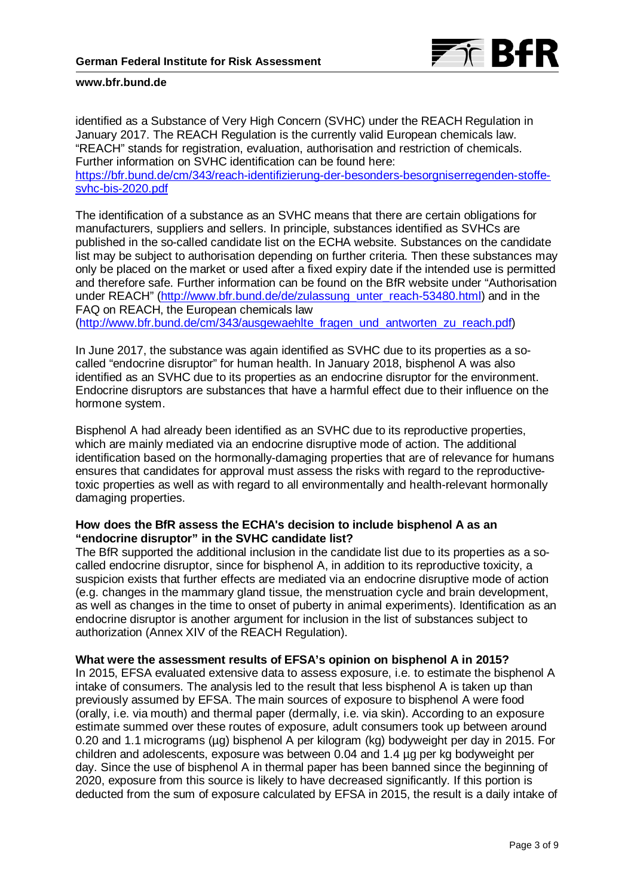identified as a Substance of Very High Concern (SVHC) under the REACH Regulation in January 2017. The REACH Regulation is the currently valid European chemicals law. "REACH" stands for registration, evaluation, authorisation and restriction of chemicals. Further information on SVHC identification can be found here: https://bfr.bund.de/cm/343/reach-identifizierung-der-besonders-besorgniserregenden-stoffe-svhc-bis-2020.pdf

The identification of a substance as an SVHC means that there are certain obligations for manufacturers, suppliers and sellers. In principle, substances identified as SVHCs are published in the so-called candidate list on the ECHA website. Substances on the candidate list may be subject to authorisation depending on further criteria. Then these substances may only be placed on the market or used after a fixed expiry date if the intended use is permitted and therefore safe. Further information can be found on the BfR website under "Authorisation under REACH" (http://www.bfr.bund.de/de/zulassung_unter_reach-53480.html) and in the FAQ on REACH, the European chemicals law (http://www.bfr.bund.de/cm/343/ausgewaehlte_fragen_und_antworten_zu_reach.pdf)

In June 2017, the substance was again identified as SVHC due to its properties as a so-called "endocrine disruptor" for human health. In January 2018, bisphenol A was also identified as an SVHC due to its properties as an endocrine disruptor for the environment. Endocrine disruptors are substances that have a harmful effect due to their influence on the hormone system.

Bisphenol A had already been identified as an SVHC due to its reproductive properties, which are mainly mediated via an endocrine disruptive mode of action. The additional identification based on the hormonally-damaging properties that are of relevance for humans ensures that candidates for approval must assess the risks with regard to the reproductive-toxic properties as well as with regard to all environmentally and health-relevant hormonally damaging properties.

**How does the BfR assess the ECHA's decision to include bisphenol A as an "endocrine disruptor" in the SVHC candidate list?**

The BfR supported the additional inclusion in the candidate list due to its properties as a so-called endocrine disruptor, since for bisphenol A, in addition to its reproductive toxicity, a suspicion exists that further effects are mediated via an endocrine disruptive mode of action (e.g. changes in the mammary gland tissue, the menstruation cycle and brain development, as well as changes in the time to onset of puberty in animal experiments). Identification as an endocrine disruptor is another argument for inclusion in the list of substances subject to authorization (Annex XIV of the REACH Regulation).

**What were the assessment results of EFSA's opinion on bisphenol A in 2015?**

In 2015, EFSA evaluated extensive data to assess exposure, i.e. to estimate the bisphenol A intake of consumers. The analysis led to the result that less bisphenol A is taken up than previously assumed by EFSA. The main sources of exposure to bisphenol A were food (orally, i.e. via mouth) and thermal paper (dermally, i.e. via skin). According to an exposure estimate summed over these routes of exposure, adult consumers took up between around 0.20 and 1.1 micrograms (µg) bisphenol A per kilogram (kg) bodyweight per day in 2015. For children and adolescents, exposure was between 0.04 and 1.4 µg per kg bodyweight per day. Since the use of bisphenol A in thermal paper has been banned since the beginning of 2020, exposure from this source is likely to have decreased significantly. If this portion is deducted from the sum of exposure calculated by EFSA in 2015, the result is a daily intake of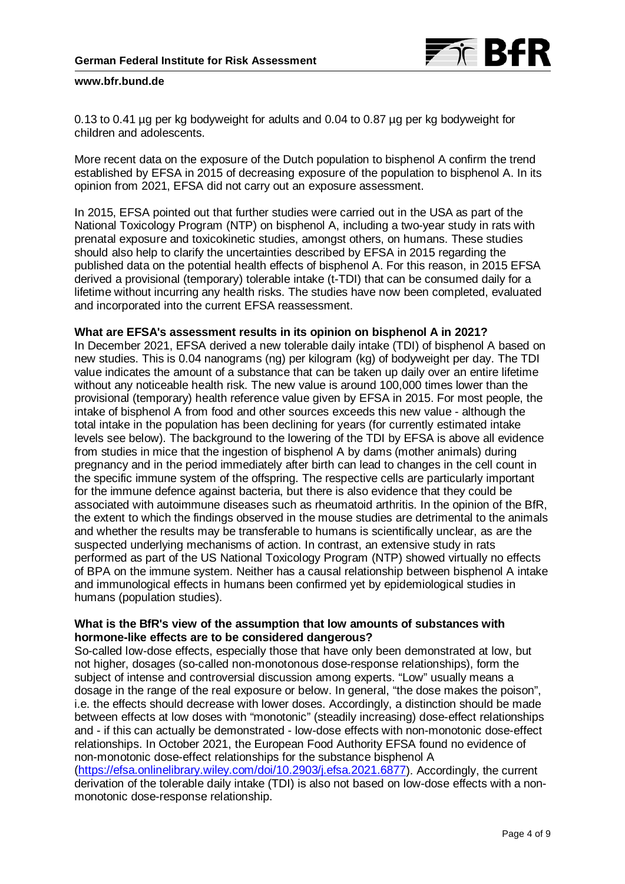0.13 to 0.41 µg per kg bodyweight for adults and 0.04 to 0.87 µg per kg bodyweight for children and adolescents.

More recent data on the exposure of the Dutch population to bisphenol A confirm the trend established by EFSA in 2015 of decreasing exposure of the population to bisphenol A. In its opinion from 2021, EFSA did not carry out an exposure assessment.

In 2015, EFSA pointed out that further studies were carried out in the USA as part of the National Toxicology Program (NTP) on bisphenol A, including a two-year study in rats with prenatal exposure and toxicokinetic studies, amongst others, on humans. These studies should also help to clarify the uncertainties described by EFSA in 2015 regarding the published data on the potential health effects of bisphenol A. For this reason, in 2015 EFSA derived a provisional (temporary) tolerable intake (t-TDI) that can be consumed daily for a lifetime without incurring any health risks. The studies have now been completed, evaluated and incorporated into the current EFSA reassessment.

**What are EFSA's assessment results in its opinion on bisphenol A in 2021?**

In December 2021, EFSA derived a new tolerable daily intake (TDI) of bisphenol A based on new studies. This is 0.04 nanograms (ng) per kilogram (kg) of bodyweight per day. The TDI value indicates the amount of a substance that can be taken up daily over an entire lifetime without any noticeable health risk. The new value is around 100,000 times lower than the provisional (temporary) health reference value given by EFSA in 2015. For most people, the intake of bisphenol A from food and other sources exceeds this new value - although the total intake in the population has been declining for years (for currently estimated intake levels see below). The background to the lowering of the TDI by EFSA is above all evidence from studies in mice that the ingestion of bisphenol A by dams (mother animals) during pregnancy and in the period immediately after birth can lead to changes in the cell count in the specific immune system of the offspring. The respective cells are particularly important for the immune defence against bacteria, but there is also evidence that they could be associated with autoimmune diseases such as rheumatoid arthritis. In the opinion of the BfR, the extent to which the findings observed in the mouse studies are detrimental to the animals and whether the results may be transferable to humans is scientifically unclear, as are the suspected underlying mechanisms of action. In contrast, an extensive study in rats performed as part of the US National Toxicology Program (NTP) showed virtually no effects of BPA on the immune system. Neither has a causal relationship between bisphenol A intake and immunological effects in humans been confirmed yet by epidemiological studies in humans (population studies).

**What is the BfR's view of the assumption that low amounts of substances with hormone-like effects are to be considered dangerous?**

So-called low-dose effects, especially those that have only been demonstrated at low, but not higher, dosages (so-called non-monotonous dose-response relationships), form the subject of intense and controversial discussion among experts. “Low” usually means a dosage in the range of the real exposure or below. In general, “the dose makes the poison”, i.e. the effects should decrease with lower doses. Accordingly, a distinction should be made between effects at low doses with “monotonic” (steadily increasing) dose-effect relationships and - if this can actually be demonstrated - low-dose effects with non-monotonic dose-effect relationships. In October 2021, the European Food Authority EFSA found no evidence of non-monotonic dose-effect relationships for the substance bisphenol A (https://efsa.onlinelibrary.wiley.com/doi/10.2903/j.efsa.2021.6877). Accordingly, the current derivation of the tolerable daily intake (TDI) is also not based on low-dose effects with a non-monotonic dose-response relationship.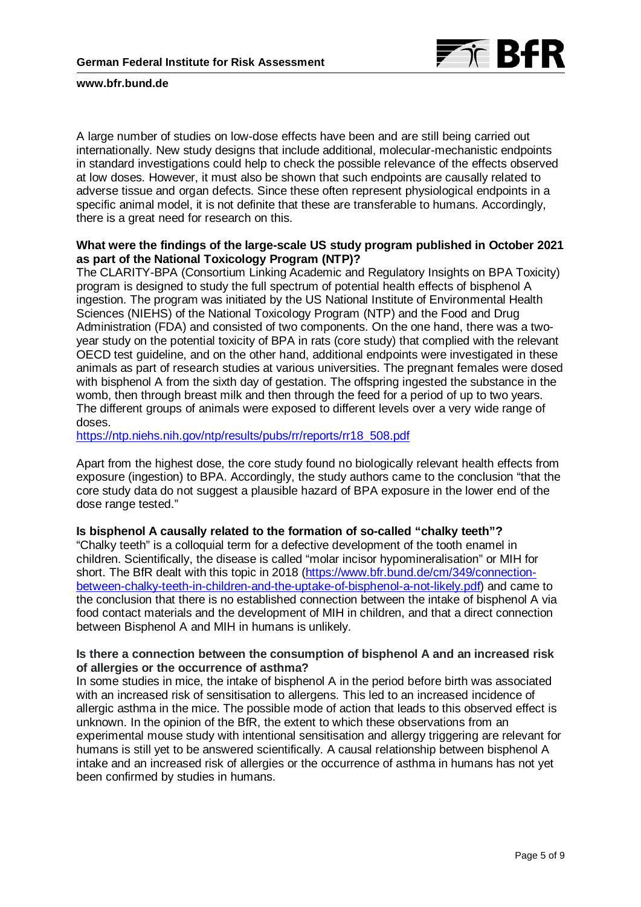A large number of studies on low-dose effects have been and are still being carried out internationally. New study designs that include additional, molecular-mechanistic endpoints in standard investigations could help to check the possible relevance of the effects observed at low doses. However, it must also be shown that such endpoints are causally related to adverse tissue and organ defects. Since these often represent physiological endpoints in a specific animal model, it is not definite that these are transferable to humans. Accordingly, there is a great need for research on this.

**What were the findings of the large-scale US study program published in October 2021 as part of the National Toxicology Program (NTP)?**

The CLARITY-BPA (Consortium Linking Academic and Regulatory Insights on BPA Toxicity) program is designed to study the full spectrum of potential health effects of bisphenol A ingestion. The program was initiated by the US National Institute of Environmental Health Sciences (NIEHS) of the National Toxicology Program (NTP) and the Food and Drug Administration (FDA) and consisted of two components. On the one hand, there was a two-year study on the potential toxicity of BPA in rats (core study) that complied with the relevant OECD test guideline, and on the other hand, additional endpoints were investigated in these animals as part of research studies at various universities. The pregnant females were dosed with bisphenol A from the sixth day of gestation. The offspring ingested the substance in the womb, then through breast milk and then through the feed for a period of up to two years. The different groups of animals were exposed to different levels over a very wide range of doses.

https://ntp.niehs.nih.gov/ntp/results/pubs/rr/reports/rr18_508.pdf

Apart from the highest dose, the core study found no biologically relevant health effects from exposure (ingestion) to BPA. Accordingly, the study authors came to the conclusion "that the core study data do not suggest a plausible hazard of BPA exposure in the lower end of the dose range tested."

**Is bisphenol A causally related to the formation of so-called "chalky teeth"?**

"Chalky teeth" is a colloquial term for a defective development of the tooth enamel in children. Scientifically, the disease is called "molar incisor hypomineralisation" or MIH for short. The BfR dealt with this topic in 2018 (https://www.bfr.bund.de/cm/349/connection-between-chalky-teeth-in-children-and-the-uptake-of-bisphenol-a-not-likely.pdf) and came to the conclusion that there is no established connection between the intake of bisphenol A via food contact materials and the development of MIH in children, and that a direct connection between Bisphenol A and MIH in humans is unlikely.

**Is there a connection between the consumption of bisphenol A and an increased risk of allergies or the occurrence of asthma?**

In some studies in mice, the intake of bisphenol A in the period before birth was associated with an increased risk of sensitisation to allergens. This led to an increased incidence of allergic asthma in the mice. The possible mode of action that leads to this observed effect is unknown. In the opinion of the BfR, the extent to which these observations from an experimental mouse study with intentional sensitisation and allergy triggering are relevant for humans is still yet to be answered scientifically. A causal relationship between bisphenol A intake and an increased risk of allergies or the occurrence of asthma in humans has not yet been confirmed by studies in humans.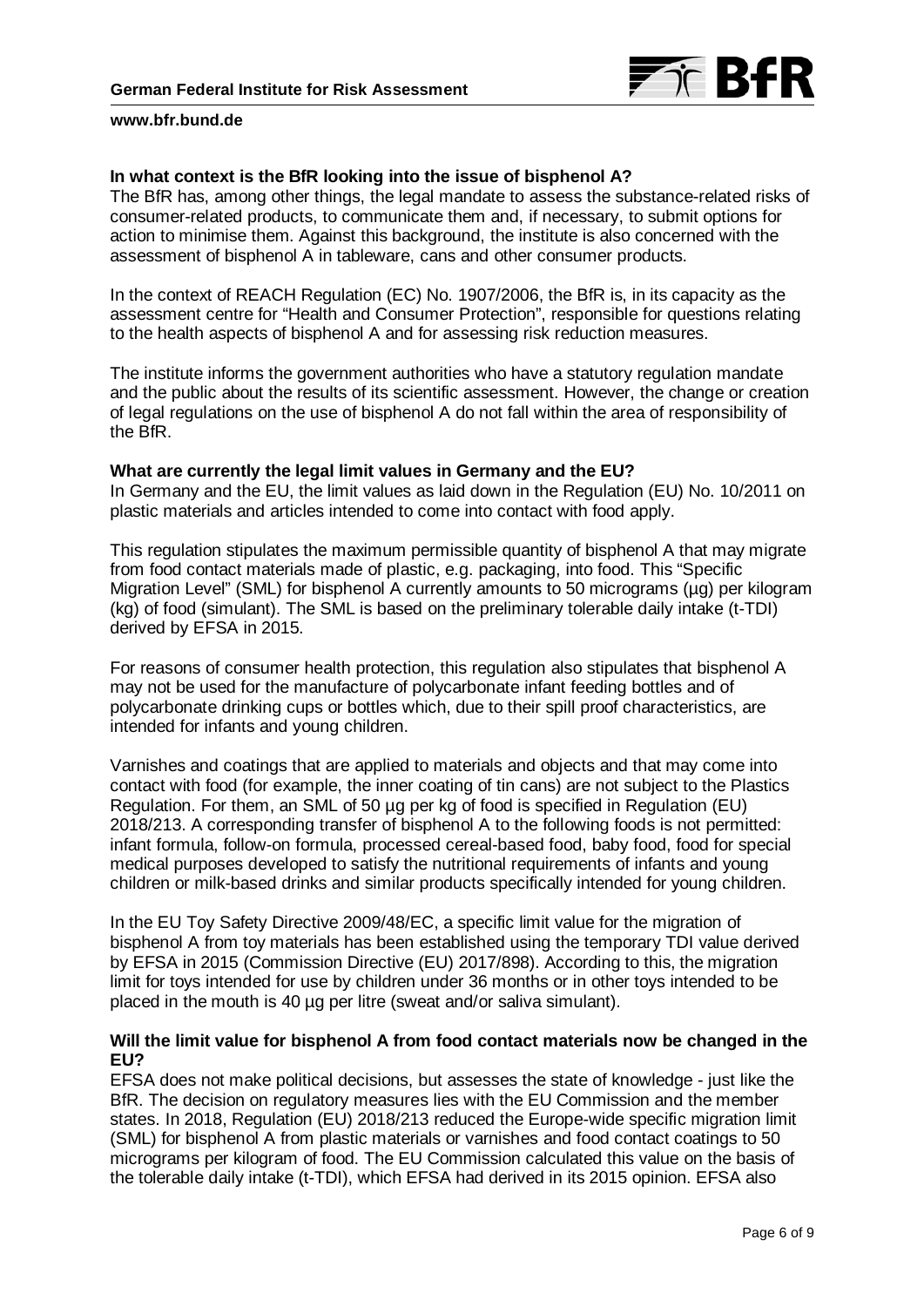**In what context is the BfR looking into the issue of bisphenol A?**

The BfR has, among other things, the legal mandate to assess the substance-related risks of consumer-related products, to communicate them and, if necessary, to submit options for action to minimise them. Against this background, the institute is also concerned with the assessment of bisphenol A in tableware, cans and other consumer products.

In the context of REACH Regulation (EC) No. 1907/2006, the BfR is, in its capacity as the assessment centre for "Health and Consumer Protection", responsible for questions relating to the health aspects of bisphenol A and for assessing risk reduction measures.

The institute informs the government authorities who have a statutory regulation mandate and the public about the results of its scientific assessment. However, the change or creation of legal regulations on the use of bisphenol A do not fall within the area of responsibility of the BfR.

**What are currently the legal limit values in Germany and the EU?**

In Germany and the EU, the limit values as laid down in the Regulation (EU) No. 10/2011 on plastic materials and articles intended to come into contact with food apply.

This regulation stipulates the maximum permissible quantity of bisphenol A that may migrate from food contact materials made of plastic, e.g. packaging, into food. This "Specific Migration Level" (SML) for bisphenol A currently amounts to 50 micrograms (µg) per kilogram (kg) of food (simulant). The SML is based on the preliminary tolerable daily intake (t-TDI) derived by EFSA in 2015.

For reasons of consumer health protection, this regulation also stipulates that bisphenol A may not be used for the manufacture of polycarbonate infant feeding bottles and of polycarbonate drinking cups or bottles which, due to their spill proof characteristics, are intended for infants and young children.

Varnishes and coatings that are applied to materials and objects and that may come into contact with food (for example, the inner coating of tin cans) are not subject to the Plastics Regulation. For them, an SML of 50 µg per kg of food is specified in Regulation (EU) 2018/213. A corresponding transfer of bisphenol A to the following foods is not permitted: infant formula, follow-on formula, processed cereal-based food, baby food, food for special medical purposes developed to satisfy the nutritional requirements of infants and young children or milk-based drinks and similar products specifically intended for young children.

In the EU Toy Safety Directive 2009/48/EC, a specific limit value for the migration of bisphenol A from toy materials has been established using the temporary TDI value derived by EFSA in 2015 (Commission Directive (EU) 2017/898). According to this, the migration limit for toys intended for use by children under 36 months or in other toys intended to be placed in the mouth is 40 µg per litre (sweat and/or saliva simulant).

**Will the limit value for bisphenol A from food contact materials now be changed in the EU?**

EFSA does not make political decisions, but assesses the state of knowledge - just like the BfR. The decision on regulatory measures lies with the EU Commission and the member states. In 2018, Regulation (EU) 2018/213 reduced the Europe-wide specific migration limit (SML) for bisphenol A from plastic materials or varnishes and food contact coatings to 50 micrograms per kilogram of food. The EU Commission calculated this value on the basis of the tolerable daily intake (t-TDI), which EFSA had derived in its 2015 opinion. EFSA also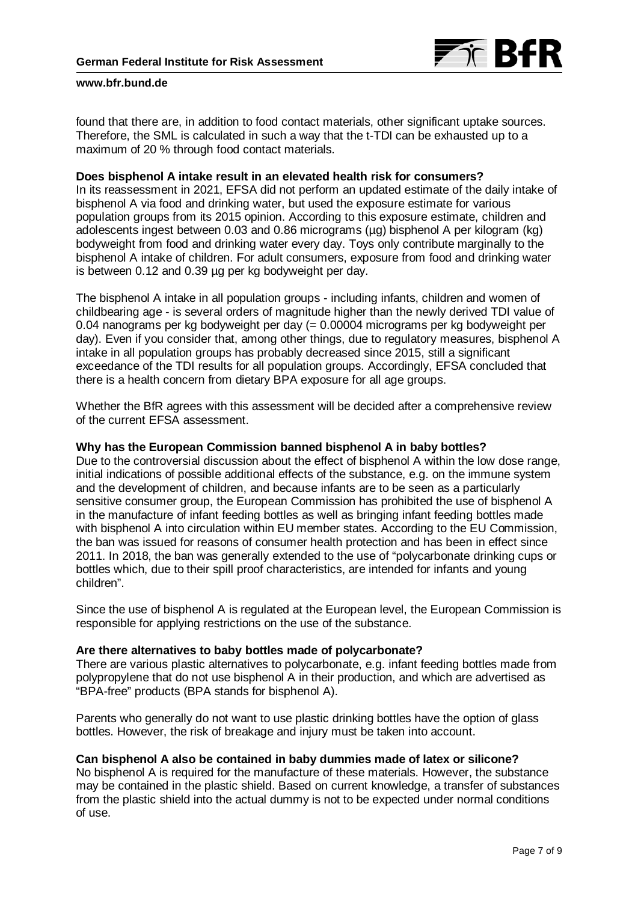found that there are, in addition to food contact materials, other significant uptake sources. Therefore, the SML is calculated in such a way that the t-TDI can be exhausted up to a maximum of 20 % through food contact materials.

**Does bisphenol A intake result in an elevated health risk for consumers?**

In its reassessment in 2021, EFSA did not perform an updated estimate of the daily intake of bisphenol A via food and drinking water, but used the exposure estimate for various population groups from its 2015 opinion. According to this exposure estimate, children and adolescents ingest between 0.03 and 0.86 micrograms (µg) bisphenol A per kilogram (kg) bodyweight from food and drinking water every day. Toys only contribute marginally to the bisphenol A intake of children. For adult consumers, exposure from food and drinking water is between 0.12 and 0.39 µg per kg bodyweight per day.

The bisphenol A intake in all population groups - including infants, children and women of childbearing age - is several orders of magnitude higher than the newly derived TDI value of 0.04 nanograms per kg bodyweight per day (= 0.00004 micrograms per kg bodyweight per day). Even if you consider that, among other things, due to regulatory measures, bisphenol A intake in all population groups has probably decreased since 2015, still a significant exceedance of the TDI results for all population groups. Accordingly, EFSA concluded that there is a health concern from dietary BPA exposure for all age groups.

Whether the BfR agrees with this assessment will be decided after a comprehensive review of the current EFSA assessment.

**Why has the European Commission banned bisphenol A in baby bottles?**

Due to the controversial discussion about the effect of bisphenol A within the low dose range, initial indications of possible additional effects of the substance, e.g. on the immune system and the development of children, and because infants are to be seen as a particularly sensitive consumer group, the European Commission has prohibited the use of bisphenol A in the manufacture of infant feeding bottles as well as bringing infant feeding bottles made with bisphenol A into circulation within EU member states. According to the EU Commission, the ban was issued for reasons of consumer health protection and has been in effect since 2011. In 2018, the ban was generally extended to the use of "polycarbonate drinking cups or bottles which, due to their spill proof characteristics, are intended for infants and young children".

Since the use of bisphenol A is regulated at the European level, the European Commission is responsible for applying restrictions on the use of the substance.

**Are there alternatives to baby bottles made of polycarbonate?**

There are various plastic alternatives to polycarbonate, e.g. infant feeding bottles made from polypropylene that do not use bisphenol A in their production, and which are advertised as "BPA-free" products (BPA stands for bisphenol A).

Parents who generally do not want to use plastic drinking bottles have the option of glass bottles. However, the risk of breakage and injury must be taken into account.

**Can bisphenol A also be contained in baby dummies made of latex or silicone?**

No bisphenol A is required for the manufacture of these materials. However, the substance may be contained in the plastic shield. Based on current knowledge, a transfer of substances from the plastic shield into the actual dummy is not to be expected under normal conditions of use.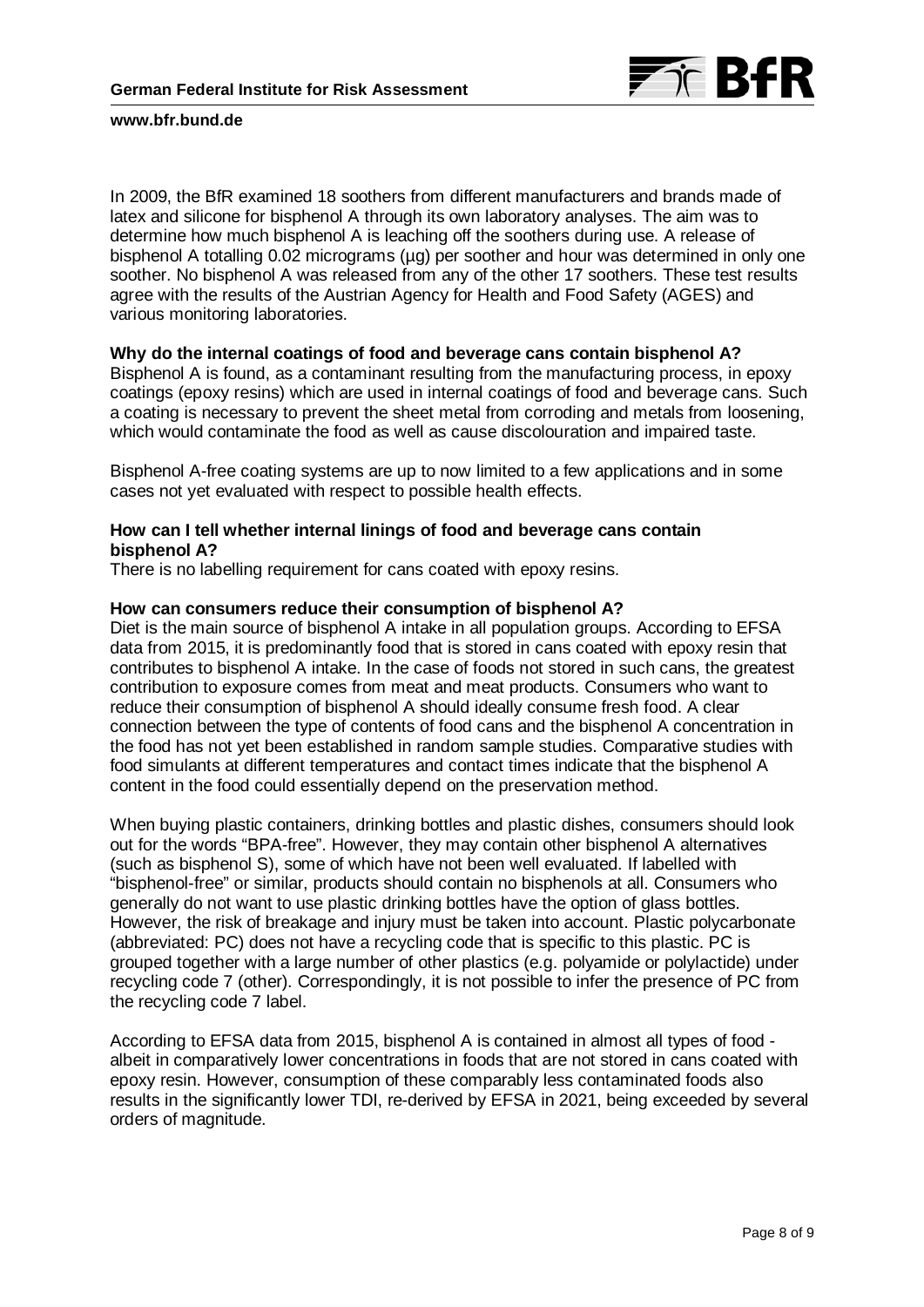In 2009, the BfR examined 18 soothers from different manufacturers and brands made of latex and silicone for bisphenol A through its own laboratory analyses. The aim was to determine how much bisphenol A is leaching off the soothers during use. A release of bisphenol A totalling 0.02 micrograms (µg) per soother and hour was determined in only one soother. No bisphenol A was released from any of the other 17 soothers. These test results agree with the results of the Austrian Agency for Health and Food Safety (AGES) and various monitoring laboratories.

**Why do the internal coatings of food and beverage cans contain bisphenol A?**

Bisphenol A is found, as a contaminant resulting from the manufacturing process, in epoxy coatings (epoxy resins) which are used in internal coatings of food and beverage cans. Such a coating is necessary to prevent the sheet metal from corroding and metals from loosening, which would contaminate the food as well as cause discolouration and impaired taste.

Bisphenol A-free coating systems are up to now limited to a few applications and in some cases not yet evaluated with respect to possible health effects.

**How can I tell whether internal linings of food and beverage cans contain bisphenol A?**

There is no labelling requirement for cans coated with epoxy resins.

**How can consumers reduce their consumption of bisphenol A?**

Diet is the main source of bisphenol A intake in all population groups. According to EFSA data from 2015, it is predominantly food that is stored in cans coated with epoxy resin that contributes to bisphenol A intake. In the case of foods not stored in such cans, the greatest contribution to exposure comes from meat and meat products. Consumers who want to reduce their consumption of bisphenol A should ideally consume fresh food. A clear connection between the type of contents of food cans and the bisphenol A concentration in the food has not yet been established in random sample studies. Comparative studies with food simulants at different temperatures and contact times indicate that the bisphenol A content in the food could essentially depend on the preservation method.

When buying plastic containers, drinking bottles and plastic dishes, consumers should look out for the words "BPA-free". However, they may contain other bisphenol A alternatives (such as bisphenol S), some of which have not been well evaluated. If labelled with "bisphenol-free" or similar, products should contain no bisphenols at all. Consumers who generally do not want to use plastic drinking bottles have the option of glass bottles. However, the risk of breakage and injury must be taken into account. Plastic polycarbonate (abbreviated: PC) does not have a recycling code that is specific to this plastic. PC is grouped together with a large number of other plastics (e.g. polyamide or polylactide) under recycling code 7 (other). Correspondingly, it is not possible to infer the presence of PC from the recycling code 7 label.

According to EFSA data from 2015, bisphenol A is contained in almost all types of food - albeit in comparatively lower concentrations in foods that are not stored in cans coated with epoxy resin. However, consumption of these comparably less contaminated foods also results in the significantly lower TDI, re-derived by EFSA in 2021, being exceeded by several orders of magnitude.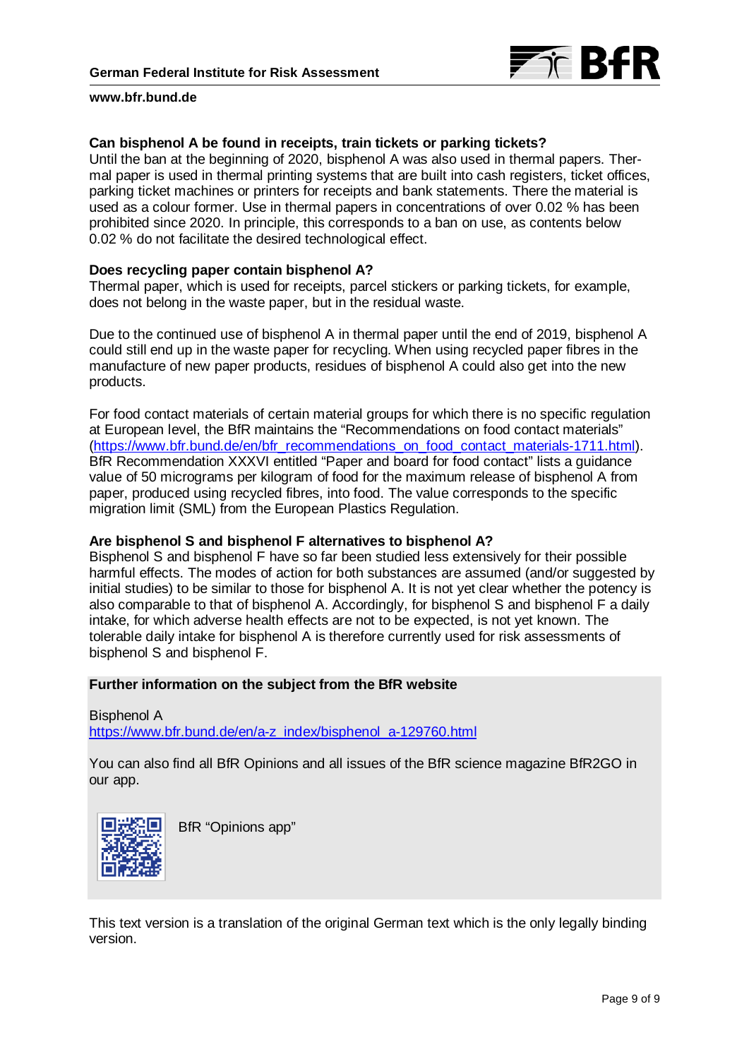### Can bisphenol A be found in receipts, train tickets or parking tickets?

Until the ban at the beginning of 2020, bisphenol A was also used in thermal papers. Thermal paper is used in thermal printing systems that are built into cash registers, ticket offices, parking ticket machines or printers for receipts and bank statements. There the material is used as a colour former. Use in thermal papers in concentrations of over 0.02 % has been prohibited since 2020. In principle, this corresponds to a ban on use, as contents below 0.02 % do not facilitate the desired technological effect.

### Does recycling paper contain bisphenol A?

Thermal paper, which is used for receipts, parcel stickers or parking tickets, for example, does not belong in the waste paper, but in the residual waste.

Due to the continued use of bisphenol A in thermal paper until the end of 2019, bisphenol A could still end up in the waste paper for recycling. When using recycled paper fibres in the manufacture of new paper products, residues of bisphenol A could also get into the new products.

For food contact materials of certain material groups for which there is no specific regulation at European level, the BfR maintains the "Recommendations on food contact materials" (https://www.bfr.bund.de/en/bfr_recommendations_on_food_contact_materials-1711.html). BfR Recommendation XXXVI entitled "Paper and board for food contact" lists a guidance value of 50 micrograms per kilogram of food for the maximum release of bisphenol A from paper, produced using recycled fibres, into food. The value corresponds to the specific migration limit (SML) from the European Plastics Regulation.

### Are bisphenol S and bisphenol F alternatives to bisphenol A?

Bisphenol S and bisphenol F have so far been studied less extensively for their possible harmful effects. The modes of action for both substances are assumed (and/or suggested by initial studies) to be similar to those for bisphenol A. It is not yet clear whether the potency is also comparable to that of bisphenol A. Accordingly, for bisphenol S and bisphenol F a daily intake, for which adverse health effects are not to be expected, is not yet known. The tolerable daily intake for bisphenol A is therefore currently used for risk assessments of bisphenol S and bisphenol F.

### Further information on the subject from the BfR website

Bisphenol A
https://www.bfr.bund.de/en/a-z_index/bisphenol_a-129760.html

You can also find all BfR Opinions and all issues of the BfR science magazine BfR2GO in our app.

BfR "Opinions app"

This text version is a translation of the original German text which is the only legally binding version.